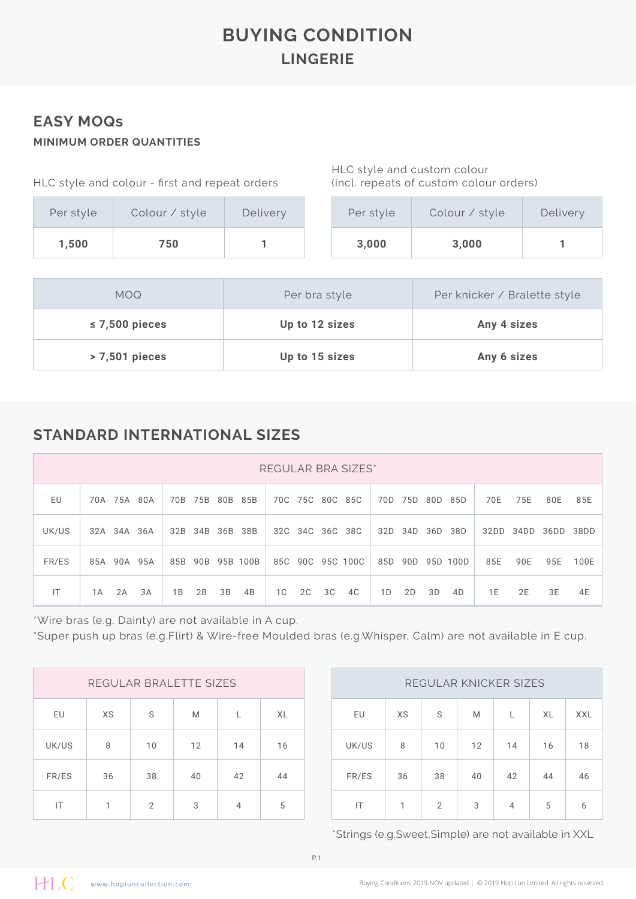# BUYING CONDITION
## LINGERIE

## EASY MOQs
### MINIMUM ORDER QUANTITIES

HLC style and colour - first and repeat orders

| Per style | Colour / style | Delivery |
|---|---|---|
| **1,500** | **750** | **1** |

HLC style and custom colour
(incl. repeats of custom colour orders)

| Per style | Colour / style | Delivery |
|---|---|---|
| **3,000** | **3,000** | **1** |

| MOQ | Per bra style | Per knicker / Bralette style |
|---|---|---|
| **≤ 7,500 pieces** | **Up to 12 sizes** | **Any 4 sizes** |
| **> 7,501 pieces** | **Up to 15 sizes** | **Any 6 sizes** |

## STANDARD INTERNATIONAL SIZES

| REGULAR BRA SIZES* | | | | | |
|---|---|---|---|---|---|
| EU | 70A 75A 80A | 70B 75B 80B 85B | 70C 75C 80C 85C | 70D 75D 80D 85D | 70E 75E 80E 85E |
| UK/US | 32A 34A 36A | 32B 34B 36B 38B | 32C 34C 36C 38C | 32D 34D 36D 38D | 32DD 34DD 36DD 38DD |
| FR/ES | 85A 90A 95A | 85B 90B 95B 100B | 85C 90C 95C 100C | 85D 90D 95D 100D | 85E 90E 95E 100E |
| IT | 1A 2A 3A | 1B 2B 3B 4B | 1C 2C 3C 4C | 1D 2D 3D 4D | 1E 2E 3E 4E |

*Wire bras (e.g. Dainty) are not available in A cup.
*Super push up bras (e.g.Flirt) & Wire-free Moulded bras (e.g.Whisper, Calm) are not available in E cup.

| REGULAR BRALETTE SIZES | | | | | |
|---|---|---|---|---|---|
| EU | XS | S | M | L | XL |
| UK/US | 8 | 10 | 12 | 14 | 16 |
| FR/ES | 36 | 38 | 40 | 42 | 44 |
| IT | 1 | 2 | 3 | 4 | 5 |

| REGULAR KNICKER SIZES | | | | | | |
|---|---|---|---|---|---|---|
| EU | XS | S | M | L | XL | XXL |
| UK/US | 8 | 10 | 12 | 14 | 16 | 18 |
| FR/ES | 36 | 38 | 40 | 42 | 44 | 46 |
| IT | 1 | 2 | 3 | 4 | 5 | 6 |

*Strings (e.g.Sweet,Simple) are not available in XXL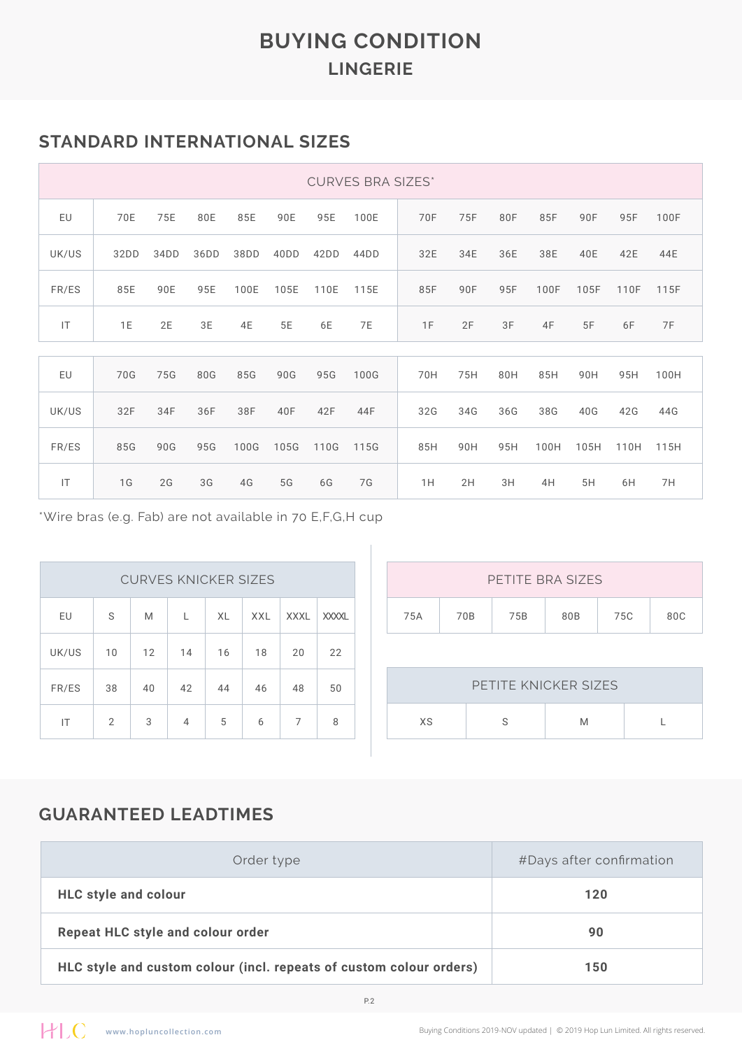# BUYING CONDITION
## LINGERIE

## STANDARD INTERNATIONAL SIZES

| CURVES BRA SIZES* | | | | | | | | | | | | | | |
|---|---|---|---|---|---|---|---|---|---|---|---|---|---|---|
| EU | 70E | 75E | 80E | 85E | 90E | 95E | 100E | 70F | 75F | 80F | 85F | 90F | 95F | 100F |
| UK/US | 32DD | 34DD | 36DD | 38DD | 40DD | 42DD | 44DD | 32E | 34E | 36E | 38E | 40E | 42E | 44E |
| FR/ES | 85E | 90E | 95E | 100E | 105E | 110E | 115E | 85F | 90F | 95F | 100F | 105F | 110F | 115F |
| IT | 1E | 2E | 3E | 4E | 5E | 6E | 7E | 1F | 2F | 3F | 4F | 5F | 6F | 7F |
| EU | 70G | 75G | 80G | 85G | 90G | 95G | 100G | 70H | 75H | 80H | 85H | 90H | 95H | 100H |
| UK/US | 32F | 34F | 36F | 38F | 40F | 42F | 44F | 32G | 34G | 36G | 38G | 40G | 42G | 44G |
| FR/ES | 85G | 90G | 95G | 100G | 105G | 110G | 115G | 85H | 90H | 95H | 100H | 105H | 110H | 115H |
| IT | 1G | 2G | 3G | 4G | 5G | 6G | 7G | 1H | 2H | 3H | 4H | 5H | 6H | 7H |

*Wire bras (e.g. Fab) are not available in 70 E,F,G,H cup

| CURVES KNICKER SIZES | | | | | | | |
|---|---|---|---|---|---|---|---|
| EU | S | M | L | XL | XXL | XXXL | XXXXL |
| UK/US | 10 | 12 | 14 | 16 | 18 | 20 | 22 |
| FR/ES | 38 | 40 | 42 | 44 | 46 | 48 | 50 |
| IT | 2 | 3 | 4 | 5 | 6 | 7 | 8 |

| PETITE BRA SIZES | | | | | |
|---|---|---|---|---|---|
| 75A | 70B | 75B | 80B | 75C | 80C |

| PETITE KNICKER SIZES | | | |
|---|---|---|---|
| XS | S | M | L |

## GUARANTEED LEADTIMES

| Order type | #Days after confirmation |
|---|---|
| **HLC style and colour** | **120** |
| **Repeat HLC style and colour order** | **90** |
| **HLC style and custom colour (incl. repeats of custom colour orders)** | **150** |

www.hopluncollection.com

Buying Conditions 2019-NOV updated | © 2019 Hop Lun Limited. All rights reserved.